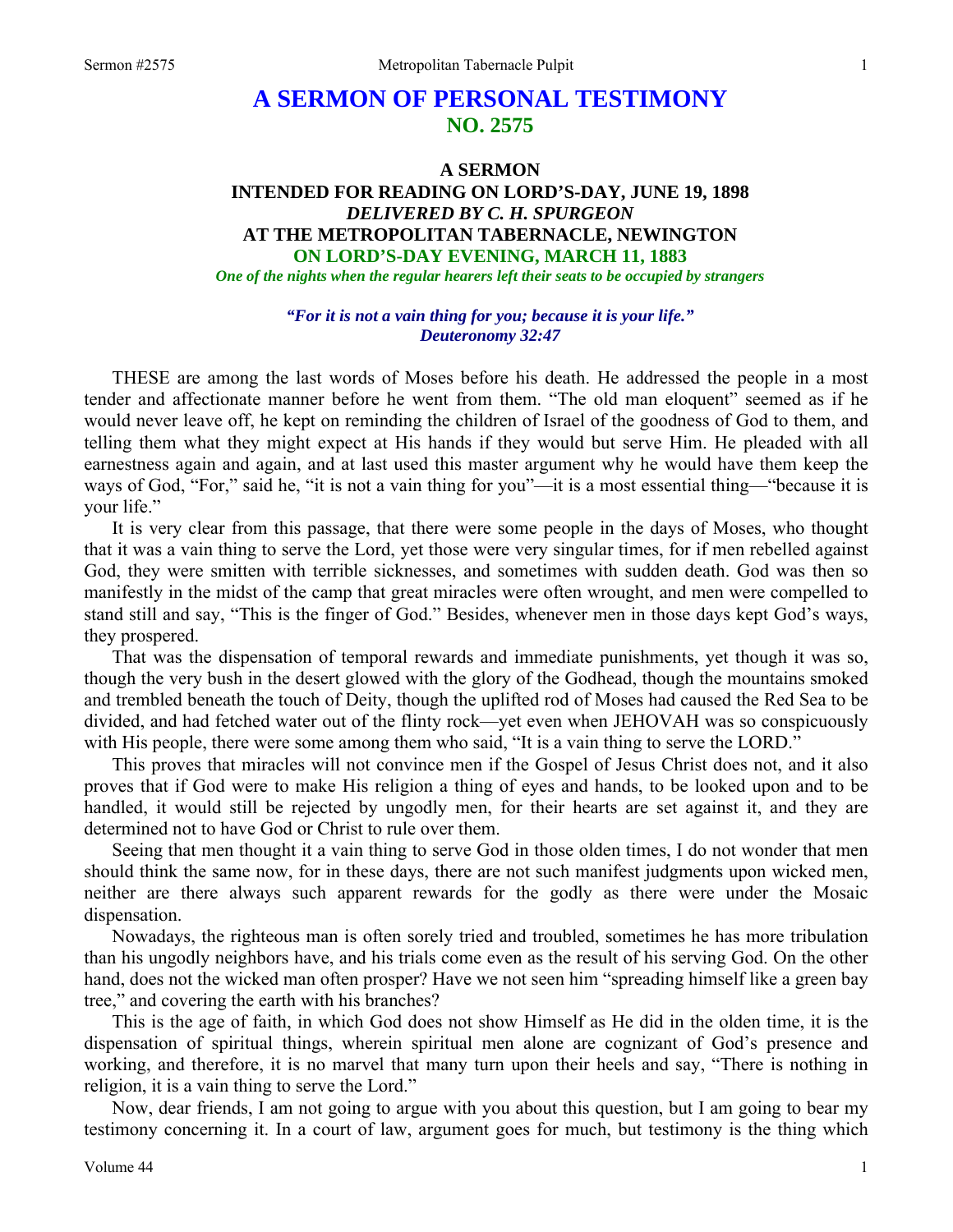# A SERMON OF PERSONAL TESTIMONY
## NO. 2575

### A SERMON
### INTENDED FOR READING ON LORD'S-DAY, JUNE 19, 1898
### *DELIVERED BY C. H. SPURGEON*
### AT THE METROPOLITAN TABERNACLE, NEWINGTON
### ON LORD'S-DAY EVENING, MARCH 11, 1883

*One of the nights when the regular hearers left their seats to be occupied by strangers*

***"For it is not a vain thing for you; because it is your life." Deuteronomy 32:47***

THESE are among the last words of Moses before his death. He addressed the people in a most tender and affectionate manner before he went from them. "The old man eloquent" seemed as if he would never leave off, he kept on reminding the children of Israel of the goodness of God to them, and telling them what they might expect at His hands if they would but serve Him. He pleaded with all earnestness again and again, and at last used this master argument why he would have them keep the ways of God, "For," said he, "it is not a vain thing for you"—it is a most essential thing—"because it is your life."

It is very clear from this passage, that there were some people in the days of Moses, who thought that it was a vain thing to serve the Lord, yet those were very singular times, for if men rebelled against God, they were smitten with terrible sicknesses, and sometimes with sudden death. God was then so manifestly in the midst of the camp that great miracles were often wrought, and men were compelled to stand still and say, "This is the finger of God." Besides, whenever men in those days kept God's ways, they prospered.

That was the dispensation of temporal rewards and immediate punishments, yet though it was so, though the very bush in the desert glowed with the glory of the Godhead, though the mountains smoked and trembled beneath the touch of Deity, though the uplifted rod of Moses had caused the Red Sea to be divided, and had fetched water out of the flinty rock—yet even when JEHOVAH was so conspicuously with His people, there were some among them who said, "It is a vain thing to serve the LORD."

This proves that miracles will not convince men if the Gospel of Jesus Christ does not, and it also proves that if God were to make His religion a thing of eyes and hands, to be looked upon and to be handled, it would still be rejected by ungodly men, for their hearts are set against it, and they are determined not to have God or Christ to rule over them.

Seeing that men thought it a vain thing to serve God in those olden times, I do not wonder that men should think the same now, for in these days, there are not such manifest judgments upon wicked men, neither are there always such apparent rewards for the godly as there were under the Mosaic dispensation.

Nowadays, the righteous man is often sorely tried and troubled, sometimes he has more tribulation than his ungodly neighbors have, and his trials come even as the result of his serving God. On the other hand, does not the wicked man often prosper? Have we not seen him "spreading himself like a green bay tree," and covering the earth with his branches?

This is the age of faith, in which God does not show Himself as He did in the olden time, it is the dispensation of spiritual things, wherein spiritual men alone are cognizant of God's presence and working, and therefore, it is no marvel that many turn upon their heels and say, "There is nothing in religion, it is a vain thing to serve the Lord."

Now, dear friends, I am not going to argue with you about this question, but I am going to bear my testimony concerning it. In a court of law, argument goes for much, but testimony is the thing which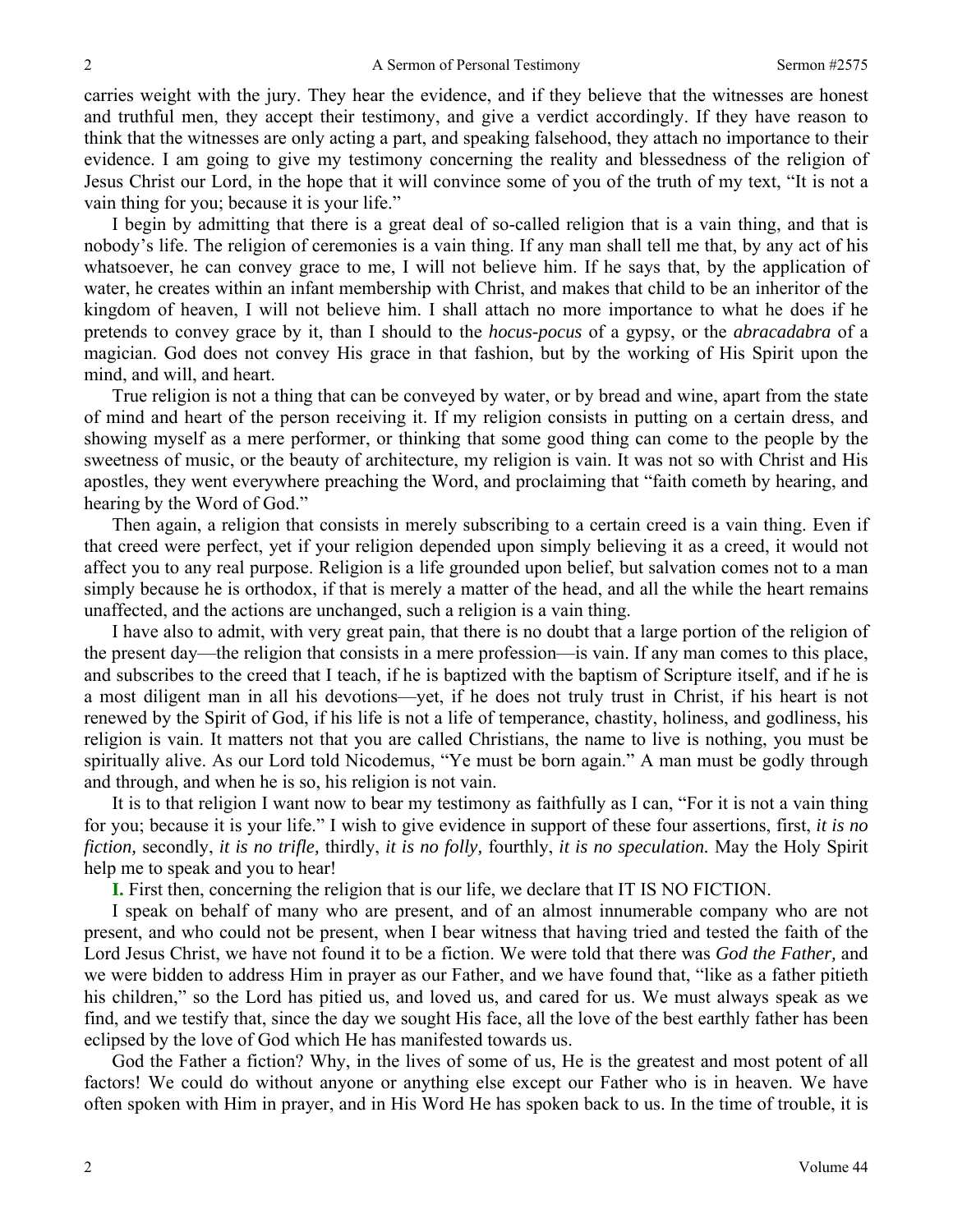carries weight with the jury. They hear the evidence, and if they believe that the witnesses are honest and truthful men, they accept their testimony, and give a verdict accordingly. If they have reason to think that the witnesses are only acting a part, and speaking falsehood, they attach no importance to their evidence. I am going to give my testimony concerning the reality and blessedness of the religion of Jesus Christ our Lord, in the hope that it will convince some of you of the truth of my text, "It is not a vain thing for you; because it is your life."

I begin by admitting that there is a great deal of so-called religion that is a vain thing, and that is nobody's life. The religion of ceremonies is a vain thing. If any man shall tell me that, by any act of his whatsoever, he can convey grace to me, I will not believe him. If he says that, by the application of water, he creates within an infant membership with Christ, and makes that child to be an inheritor of the kingdom of heaven, I will not believe him. I shall attach no more importance to what he does if he pretends to convey grace by it, than I should to the *hocus-pocus* of a gypsy, or the *abracadabra* of a magician. God does not convey His grace in that fashion, but by the working of His Spirit upon the mind, and will, and heart.

True religion is not a thing that can be conveyed by water, or by bread and wine, apart from the state of mind and heart of the person receiving it. If my religion consists in putting on a certain dress, and showing myself as a mere performer, or thinking that some good thing can come to the people by the sweetness of music, or the beauty of architecture, my religion is vain. It was not so with Christ and His apostles, they went everywhere preaching the Word, and proclaiming that "faith cometh by hearing, and hearing by the Word of God."

Then again, a religion that consists in merely subscribing to a certain creed is a vain thing. Even if that creed were perfect, yet if your religion depended upon simply believing it as a creed, it would not affect you to any real purpose. Religion is a life grounded upon belief, but salvation comes not to a man simply because he is orthodox, if that is merely a matter of the head, and all the while the heart remains unaffected, and the actions are unchanged, such a religion is a vain thing.

I have also to admit, with very great pain, that there is no doubt that a large portion of the religion of the present day—the religion that consists in a mere profession—is vain. If any man comes to this place, and subscribes to the creed that I teach, if he is baptized with the baptism of Scripture itself, and if he is a most diligent man in all his devotions—yet, if he does not truly trust in Christ, if his heart is not renewed by the Spirit of God, if his life is not a life of temperance, chastity, holiness, and godliness, his religion is vain. It matters not that you are called Christians, the name to live is nothing, you must be spiritually alive. As our Lord told Nicodemus, "Ye must be born again." A man must be godly through and through, and when he is so, his religion is not vain.

It is to that religion I want now to bear my testimony as faithfully as I can, "For it is not a vain thing for you; because it is your life." I wish to give evidence in support of these four assertions, first, *it is no fiction,* secondly, *it is no trifle,* thirdly, *it is no folly,* fourthly, *it is no speculation.* May the Holy Spirit help me to speak and you to hear!

**I.** First then, concerning the religion that is our life, we declare that IT IS NO FICTION.

I speak on behalf of many who are present, and of an almost innumerable company who are not present, and who could not be present, when I bear witness that having tried and tested the faith of the Lord Jesus Christ, we have not found it to be a fiction. We were told that there was *God the Father,* and we were bidden to address Him in prayer as our Father, and we have found that, "like as a father pitieth his children," so the Lord has pitied us, and loved us, and cared for us. We must always speak as we find, and we testify that, since the day we sought His face, all the love of the best earthly father has been eclipsed by the love of God which He has manifested towards us.

God the Father a fiction? Why, in the lives of some of us, He is the greatest and most potent of all factors! We could do without anyone or anything else except our Father who is in heaven. We have often spoken with Him in prayer, and in His Word He has spoken back to us. In the time of trouble, it is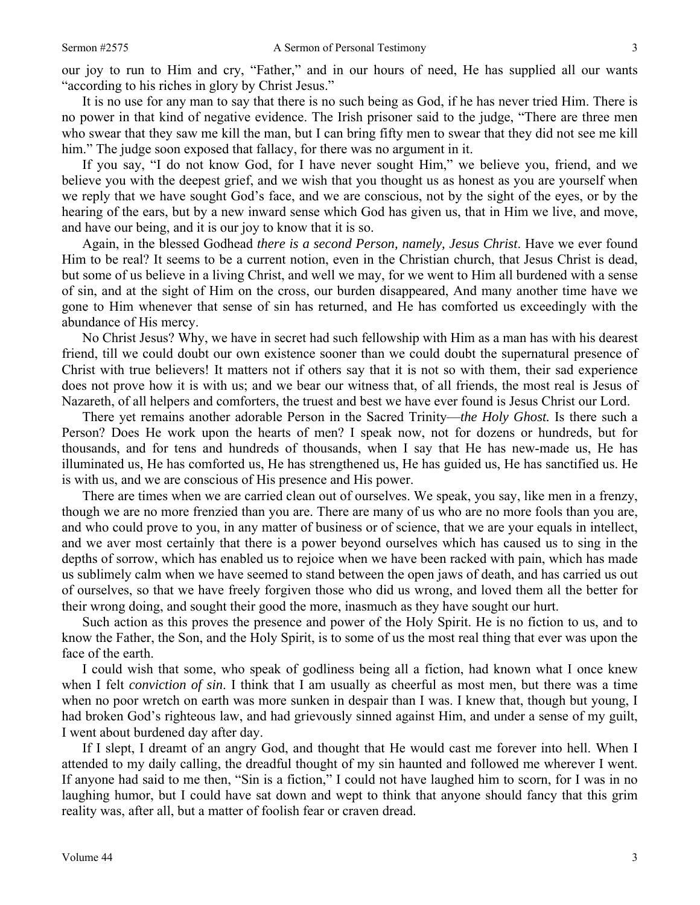our joy to run to Him and cry, "Father," and in our hours of need, He has supplied all our wants "according to his riches in glory by Christ Jesus."

It is no use for any man to say that there is no such being as God, if he has never tried Him. There is no power in that kind of negative evidence. The Irish prisoner said to the judge, "There are three men who swear that they saw me kill the man, but I can bring fifty men to swear that they did not see me kill him." The judge soon exposed that fallacy, for there was no argument in it.

If you say, "I do not know God, for I have never sought Him," we believe you, friend, and we believe you with the deepest grief, and we wish that you thought us as honest as you are yourself when we reply that we have sought God's face, and we are conscious, not by the sight of the eyes, or by the hearing of the ears, but by a new inward sense which God has given us, that in Him we live, and move, and have our being, and it is our joy to know that it is so.

Again, in the blessed Godhead *there is a second Person, namely, Jesus Christ*. Have we ever found Him to be real? It seems to be a current notion, even in the Christian church, that Jesus Christ is dead, but some of us believe in a living Christ, and well we may, for we went to Him all burdened with a sense of sin, and at the sight of Him on the cross, our burden disappeared, And many another time have we gone to Him whenever that sense of sin has returned, and He has comforted us exceedingly with the abundance of His mercy.

No Christ Jesus? Why, we have in secret had such fellowship with Him as a man has with his dearest friend, till we could doubt our own existence sooner than we could doubt the supernatural presence of Christ with true believers! It matters not if others say that it is not so with them, their sad experience does not prove how it is with us; and we bear our witness that, of all friends, the most real is Jesus of Nazareth, of all helpers and comforters, the truest and best we have ever found is Jesus Christ our Lord.

There yet remains another adorable Person in the Sacred Trinity—*the Holy Ghost.* Is there such a Person? Does He work upon the hearts of men? I speak now, not for dozens or hundreds, but for thousands, and for tens and hundreds of thousands, when I say that He has new-made us, He has illuminated us, He has comforted us, He has strengthened us, He has guided us, He has sanctified us. He is with us, and we are conscious of His presence and His power.

There are times when we are carried clean out of ourselves. We speak, you say, like men in a frenzy, though we are no more frenzied than you are. There are many of us who are no more fools than you are, and who could prove to you, in any matter of business or of science, that we are your equals in intellect, and we aver most certainly that there is a power beyond ourselves which has caused us to sing in the depths of sorrow, which has enabled us to rejoice when we have been racked with pain, which has made us sublimely calm when we have seemed to stand between the open jaws of death, and has carried us out of ourselves, so that we have freely forgiven those who did us wrong, and loved them all the better for their wrong doing, and sought their good the more, inasmuch as they have sought our hurt.

Such action as this proves the presence and power of the Holy Spirit. He is no fiction to us, and to know the Father, the Son, and the Holy Spirit, is to some of us the most real thing that ever was upon the face of the earth.

I could wish that some, who speak of godliness being all a fiction, had known what I once knew when I felt *conviction of sin*. I think that I am usually as cheerful as most men, but there was a time when no poor wretch on earth was more sunken in despair than I was. I knew that, though but young, I had broken God's righteous law, and had grievously sinned against Him, and under a sense of my guilt, I went about burdened day after day.

If I slept, I dreamt of an angry God, and thought that He would cast me forever into hell. When I attended to my daily calling, the dreadful thought of my sin haunted and followed me wherever I went. If anyone had said to me then, "Sin is a fiction," I could not have laughed him to scorn, for I was in no laughing humor, but I could have sat down and wept to think that anyone should fancy that this grim reality was, after all, but a matter of foolish fear or craven dread.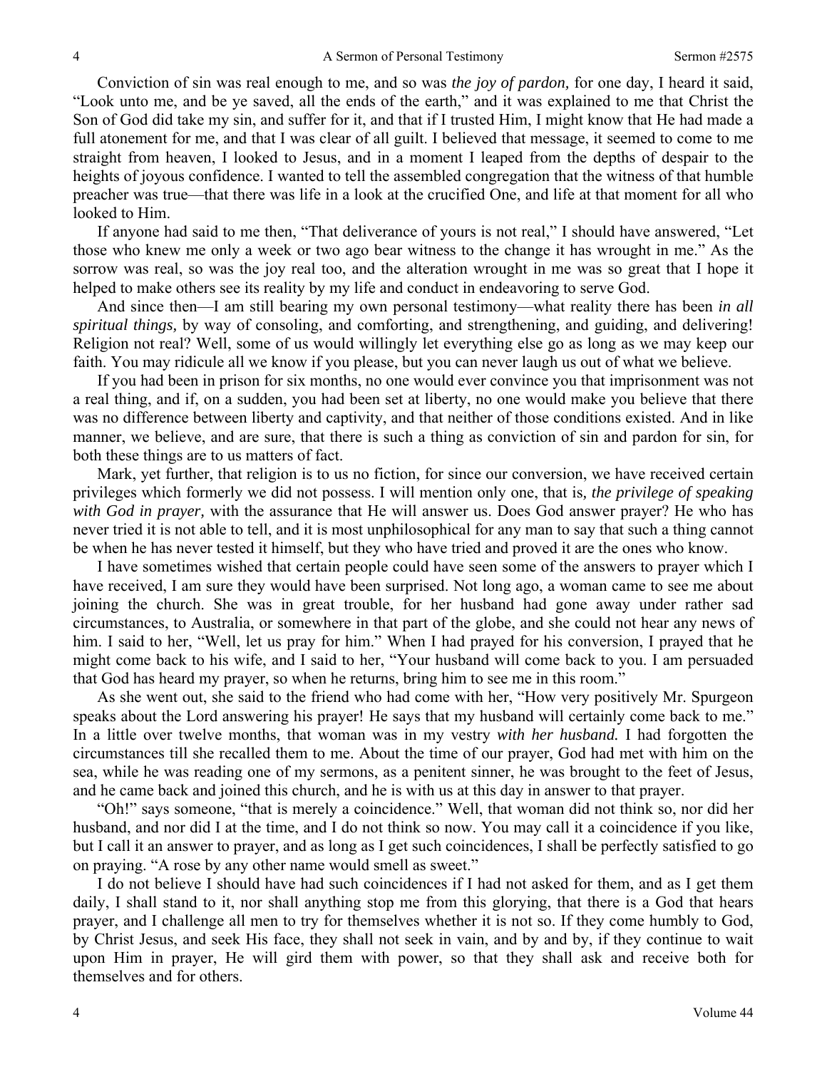Conviction of sin was real enough to me, and so was *the joy of pardon,* for one day, I heard it said, "Look unto me, and be ye saved, all the ends of the earth," and it was explained to me that Christ the Son of God did take my sin, and suffer for it, and that if I trusted Him, I might know that He had made a full atonement for me, and that I was clear of all guilt. I believed that message, it seemed to come to me straight from heaven, I looked to Jesus, and in a moment I leaped from the depths of despair to the heights of joyous confidence. I wanted to tell the assembled congregation that the witness of that humble preacher was true—that there was life in a look at the crucified One, and life at that moment for all who looked to Him.

If anyone had said to me then, "That deliverance of yours is not real," I should have answered, "Let those who knew me only a week or two ago bear witness to the change it has wrought in me." As the sorrow was real, so was the joy real too, and the alteration wrought in me was so great that I hope it helped to make others see its reality by my life and conduct in endeavoring to serve God.

And since then—I am still bearing my own personal testimony—what reality there has been *in all spiritual things,* by way of consoling, and comforting, and strengthening, and guiding, and delivering! Religion not real? Well, some of us would willingly let everything else go as long as we may keep our faith. You may ridicule all we know if you please, but you can never laugh us out of what we believe.

If you had been in prison for six months, no one would ever convince you that imprisonment was not a real thing, and if, on a sudden, you had been set at liberty, no one would make you believe that there was no difference between liberty and captivity, and that neither of those conditions existed. And in like manner, we believe, and are sure, that there is such a thing as conviction of sin and pardon for sin, for both these things are to us matters of fact.

Mark, yet further, that religion is to us no fiction, for since our conversion, we have received certain privileges which formerly we did not possess. I will mention only one, that is*, the privilege of speaking with God in prayer,* with the assurance that He will answer us. Does God answer prayer? He who has never tried it is not able to tell, and it is most unphilosophical for any man to say that such a thing cannot be when he has never tested it himself, but they who have tried and proved it are the ones who know.

I have sometimes wished that certain people could have seen some of the answers to prayer which I have received, I am sure they would have been surprised. Not long ago, a woman came to see me about joining the church. She was in great trouble, for her husband had gone away under rather sad circumstances, to Australia, or somewhere in that part of the globe, and she could not hear any news of him. I said to her, "Well, let us pray for him." When I had prayed for his conversion, I prayed that he might come back to his wife, and I said to her, "Your husband will come back to you. I am persuaded that God has heard my prayer, so when he returns, bring him to see me in this room."

As she went out, she said to the friend who had come with her, "How very positively Mr. Spurgeon speaks about the Lord answering his prayer! He says that my husband will certainly come back to me." In a little over twelve months, that woman was in my vestry *with her husband.* I had forgotten the circumstances till she recalled them to me. About the time of our prayer, God had met with him on the sea, while he was reading one of my sermons, as a penitent sinner, he was brought to the feet of Jesus, and he came back and joined this church, and he is with us at this day in answer to that prayer.

"Oh!" says someone, "that is merely a coincidence." Well, that woman did not think so, nor did her husband, and nor did I at the time, and I do not think so now. You may call it a coincidence if you like, but I call it an answer to prayer, and as long as I get such coincidences, I shall be perfectly satisfied to go on praying. "A rose by any other name would smell as sweet."

I do not believe I should have had such coincidences if I had not asked for them, and as I get them daily, I shall stand to it, nor shall anything stop me from this glorying, that there is a God that hears prayer, and I challenge all men to try for themselves whether it is not so. If they come humbly to God, by Christ Jesus, and seek His face, they shall not seek in vain, and by and by, if they continue to wait upon Him in prayer, He will gird them with power, so that they shall ask and receive both for themselves and for others.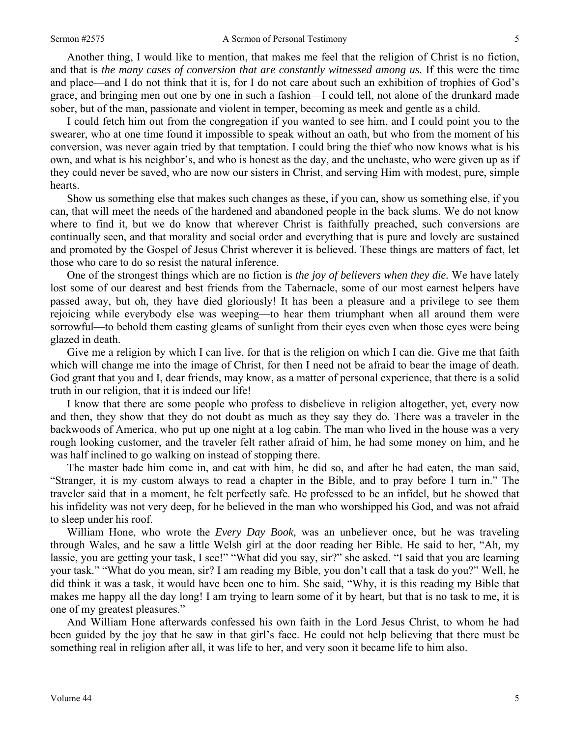Another thing, I would like to mention, that makes me feel that the religion of Christ is no fiction, and that is *the many cases of conversion that are constantly witnessed among us.* If this were the time and place—and I do not think that it is, for I do not care about such an exhibition of trophies of God's grace, and bringing men out one by one in such a fashion—I could tell, not alone of the drunkard made sober, but of the man, passionate and violent in temper, becoming as meek and gentle as a child.

I could fetch him out from the congregation if you wanted to see him, and I could point you to the swearer, who at one time found it impossible to speak without an oath, but who from the moment of his conversion, was never again tried by that temptation. I could bring the thief who now knows what is his own, and what is his neighbor's, and who is honest as the day, and the unchaste, who were given up as if they could never be saved, who are now our sisters in Christ, and serving Him with modest, pure, simple hearts.

Show us something else that makes such changes as these, if you can, show us something else, if you can, that will meet the needs of the hardened and abandoned people in the back slums. We do not know where to find it, but we do know that wherever Christ is faithfully preached, such conversions are continually seen, and that morality and social order and everything that is pure and lovely are sustained and promoted by the Gospel of Jesus Christ wherever it is believed. These things are matters of fact, let those who care to do so resist the natural inference.

One of the strongest things which are no fiction is *the joy of believers when they die.* We have lately lost some of our dearest and best friends from the Tabernacle, some of our most earnest helpers have passed away, but oh, they have died gloriously! It has been a pleasure and a privilege to see them rejoicing while everybody else was weeping—to hear them triumphant when all around them were sorrowful—to behold them casting gleams of sunlight from their eyes even when those eyes were being glazed in death.

Give me a religion by which I can live, for that is the religion on which I can die. Give me that faith which will change me into the image of Christ, for then I need not be afraid to bear the image of death. God grant that you and I, dear friends, may know, as a matter of personal experience, that there is a solid truth in our religion, that it is indeed our life!

I know that there are some people who profess to disbelieve in religion altogether, yet, every now and then, they show that they do not doubt as much as they say they do. There was a traveler in the backwoods of America, who put up one night at a log cabin. The man who lived in the house was a very rough looking customer, and the traveler felt rather afraid of him, he had some money on him, and he was half inclined to go walking on instead of stopping there.

The master bade him come in, and eat with him, he did so, and after he had eaten, the man said, "Stranger, it is my custom always to read a chapter in the Bible, and to pray before I turn in." The traveler said that in a moment, he felt perfectly safe. He professed to be an infidel, but he showed that his infidelity was not very deep, for he believed in the man who worshipped his God, and was not afraid to sleep under his roof.

William Hone, who wrote the *Every Day Book,* was an unbeliever once, but he was traveling through Wales, and he saw a little Welsh girl at the door reading her Bible. He said to her, "Ah, my lassie, you are getting your task, I see!" "What did you say, sir?" she asked. "I said that you are learning your task." "What do you mean, sir? I am reading my Bible, you don't call that a task do you?" Well, he did think it was a task, it would have been one to him. She said, "Why, it is this reading my Bible that makes me happy all the day long! I am trying to learn some of it by heart, but that is no task to me, it is one of my greatest pleasures."

And William Hone afterwards confessed his own faith in the Lord Jesus Christ, to whom he had been guided by the joy that he saw in that girl's face. He could not help believing that there must be something real in religion after all, it was life to her, and very soon it became life to him also.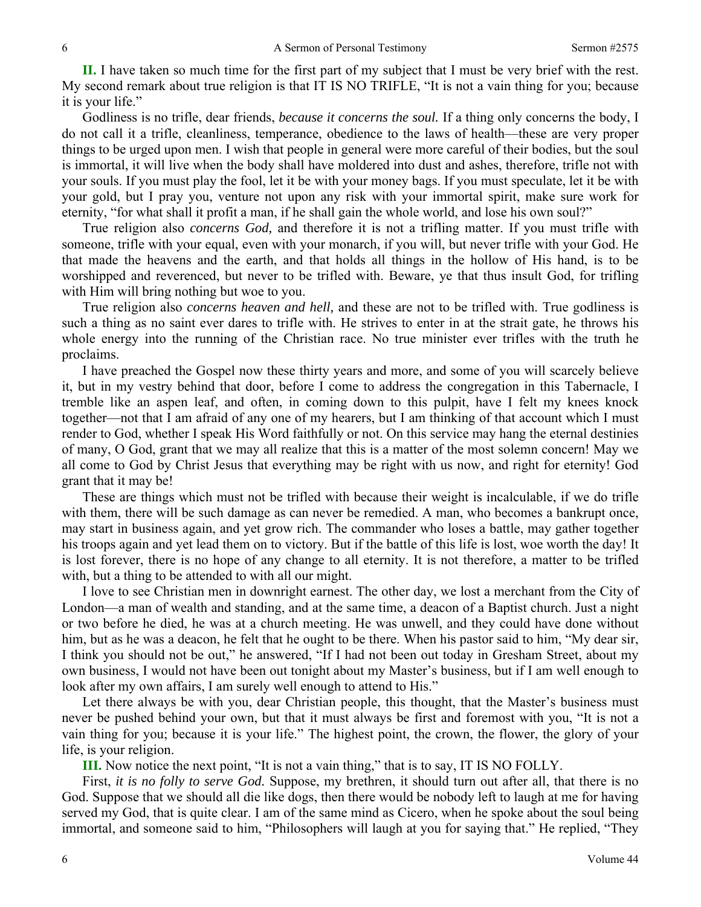**II.** I have taken so much time for the first part of my subject that I must be very brief with the rest. My second remark about true religion is that IT IS NO TRIFLE, "It is not a vain thing for you; because it is your life."

Godliness is no trifle, dear friends, *because it concerns the soul.* If a thing only concerns the body, I do not call it a trifle, cleanliness, temperance, obedience to the laws of health—these are very proper things to be urged upon men. I wish that people in general were more careful of their bodies, but the soul is immortal, it will live when the body shall have moldered into dust and ashes, therefore, trifle not with your souls. If you must play the fool, let it be with your money bags. If you must speculate, let it be with your gold, but I pray you, venture not upon any risk with your immortal spirit, make sure work for eternity, "for what shall it profit a man, if he shall gain the whole world, and lose his own soul?"

True religion also *concerns God,* and therefore it is not a trifling matter. If you must trifle with someone, trifle with your equal, even with your monarch, if you will, but never trifle with your God. He that made the heavens and the earth, and that holds all things in the hollow of His hand, is to be worshipped and reverenced, but never to be trifled with. Beware, ye that thus insult God, for trifling with Him will bring nothing but woe to you.

True religion also *concerns heaven and hell,* and these are not to be trifled with. True godliness is such a thing as no saint ever dares to trifle with. He strives to enter in at the strait gate, he throws his whole energy into the running of the Christian race. No true minister ever trifles with the truth he proclaims.

I have preached the Gospel now these thirty years and more, and some of you will scarcely believe it, but in my vestry behind that door, before I come to address the congregation in this Tabernacle, I tremble like an aspen leaf, and often, in coming down to this pulpit, have I felt my knees knock together—not that I am afraid of any one of my hearers, but I am thinking of that account which I must render to God, whether I speak His Word faithfully or not. On this service may hang the eternal destinies of many, O God, grant that we may all realize that this is a matter of the most solemn concern! May we all come to God by Christ Jesus that everything may be right with us now, and right for eternity! God grant that it may be!

These are things which must not be trifled with because their weight is incalculable, if we do trifle with them, there will be such damage as can never be remedied. A man, who becomes a bankrupt once, may start in business again, and yet grow rich. The commander who loses a battle, may gather together his troops again and yet lead them on to victory. But if the battle of this life is lost, woe worth the day! It is lost forever, there is no hope of any change to all eternity. It is not therefore, a matter to be trifled with, but a thing to be attended to with all our might.

I love to see Christian men in downright earnest. The other day, we lost a merchant from the City of London—a man of wealth and standing, and at the same time, a deacon of a Baptist church. Just a night or two before he died, he was at a church meeting. He was unwell, and they could have done without him, but as he was a deacon, he felt that he ought to be there. When his pastor said to him, "My dear sir, I think you should not be out," he answered, "If I had not been out today in Gresham Street, about my own business, I would not have been out tonight about my Master's business, but if I am well enough to look after my own affairs, I am surely well enough to attend to His."

Let there always be with you, dear Christian people, this thought, that the Master's business must never be pushed behind your own, but that it must always be first and foremost with you, "It is not a vain thing for you; because it is your life." The highest point, the crown, the flower, the glory of your life, is your religion.

**III.** Now notice the next point, "It is not a vain thing," that is to say, IT IS NO FOLLY.

First, *it is no folly to serve God.* Suppose, my brethren, it should turn out after all, that there is no God. Suppose that we should all die like dogs, then there would be nobody left to laugh at me for having served my God, that is quite clear. I am of the same mind as Cicero, when he spoke about the soul being immortal, and someone said to him, "Philosophers will laugh at you for saying that." He replied, "They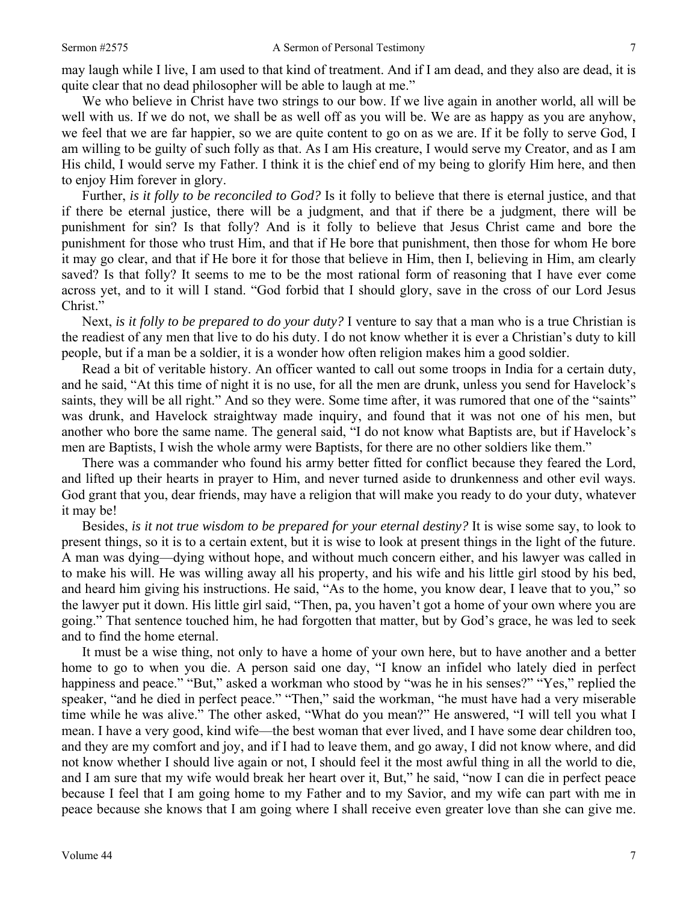may laugh while I live, I am used to that kind of treatment. And if I am dead, and they also are dead, it is quite clear that no dead philosopher will be able to laugh at me."

We who believe in Christ have two strings to our bow. If we live again in another world, all will be well with us. If we do not, we shall be as well off as you will be. We are as happy as you are anyhow, we feel that we are far happier, so we are quite content to go on as we are. If it be folly to serve God, I am willing to be guilty of such folly as that. As I am His creature, I would serve my Creator, and as I am His child, I would serve my Father. I think it is the chief end of my being to glorify Him here, and then to enjoy Him forever in glory.

Further, *is it folly to be reconciled to God?* Is it folly to believe that there is eternal justice, and that if there be eternal justice, there will be a judgment, and that if there be a judgment, there will be punishment for sin? Is that folly? And is it folly to believe that Jesus Christ came and bore the punishment for those who trust Him, and that if He bore that punishment, then those for whom He bore it may go clear, and that if He bore it for those that believe in Him, then I, believing in Him, am clearly saved? Is that folly? It seems to me to be the most rational form of reasoning that I have ever come across yet, and to it will I stand. "God forbid that I should glory, save in the cross of our Lord Jesus Christ."

Next, *is it folly to be prepared to do your duty?* I venture to say that a man who is a true Christian is the readiest of any men that live to do his duty. I do not know whether it is ever a Christian's duty to kill people, but if a man be a soldier, it is a wonder how often religion makes him a good soldier.

Read a bit of veritable history. An officer wanted to call out some troops in India for a certain duty, and he said, "At this time of night it is no use, for all the men are drunk, unless you send for Havelock's saints, they will be all right." And so they were. Some time after, it was rumored that one of the "saints" was drunk, and Havelock straightway made inquiry, and found that it was not one of his men, but another who bore the same name. The general said, "I do not know what Baptists are, but if Havelock's men are Baptists, I wish the whole army were Baptists, for there are no other soldiers like them."

There was a commander who found his army better fitted for conflict because they feared the Lord, and lifted up their hearts in prayer to Him, and never turned aside to drunkenness and other evil ways. God grant that you, dear friends, may have a religion that will make you ready to do your duty, whatever it may be!

Besides, *is it not true wisdom to be prepared for your eternal destiny?* It is wise some say, to look to present things, so it is to a certain extent, but it is wise to look at present things in the light of the future. A man was dying—dying without hope, and without much concern either, and his lawyer was called in to make his will. He was willing away all his property, and his wife and his little girl stood by his bed, and heard him giving his instructions. He said, "As to the home, you know dear, I leave that to you," so the lawyer put it down. His little girl said, "Then, pa, you haven't got a home of your own where you are going." That sentence touched him, he had forgotten that matter, but by God's grace, he was led to seek and to find the home eternal.

It must be a wise thing, not only to have a home of your own here, but to have another and a better home to go to when you die. A person said one day, "I know an infidel who lately died in perfect happiness and peace." "But," asked a workman who stood by "was he in his senses?" "Yes," replied the speaker, "and he died in perfect peace." "Then," said the workman, "he must have had a very miserable time while he was alive." The other asked, "What do you mean?" He answered, "I will tell you what I mean. I have a very good, kind wife—the best woman that ever lived, and I have some dear children too, and they are my comfort and joy, and if I had to leave them, and go away, I did not know where, and did not know whether I should live again or not, I should feel it the most awful thing in all the world to die, and I am sure that my wife would break her heart over it, But," he said, "now I can die in perfect peace because I feel that I am going home to my Father and to my Savior, and my wife can part with me in peace because she knows that I am going where I shall receive even greater love than she can give me.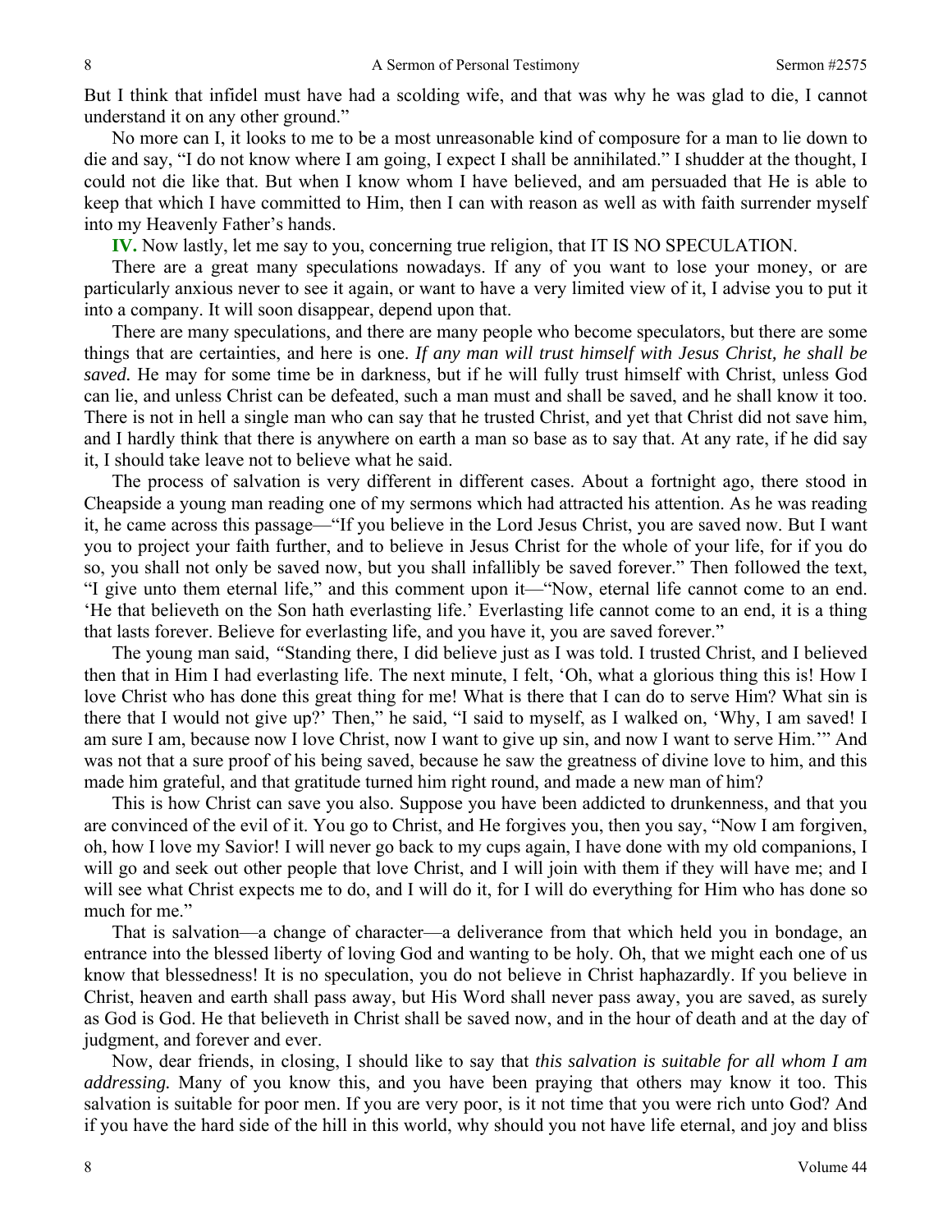But I think that infidel must have had a scolding wife, and that was why he was glad to die, I cannot understand it on any other ground."

No more can I, it looks to me to be a most unreasonable kind of composure for a man to lie down to die and say, "I do not know where I am going, I expect I shall be annihilated." I shudder at the thought, I could not die like that. But when I know whom I have believed, and am persuaded that He is able to keep that which I have committed to Him, then I can with reason as well as with faith surrender myself into my Heavenly Father's hands.

**IV.** Now lastly, let me say to you, concerning true religion, that IT IS NO SPECULATION.

There are a great many speculations nowadays. If any of you want to lose your money, or are particularly anxious never to see it again, or want to have a very limited view of it, I advise you to put it into a company. It will soon disappear, depend upon that.

There are many speculations, and there are many people who become speculators, but there are some things that are certainties, and here is one. *If any man will trust himself with Jesus Christ, he shall be saved.* He may for some time be in darkness, but if he will fully trust himself with Christ, unless God can lie, and unless Christ can be defeated, such a man must and shall be saved, and he shall know it too. There is not in hell a single man who can say that he trusted Christ, and yet that Christ did not save him, and I hardly think that there is anywhere on earth a man so base as to say that. At any rate, if he did say it, I should take leave not to believe what he said.

The process of salvation is very different in different cases. About a fortnight ago, there stood in Cheapside a young man reading one of my sermons which had attracted his attention. As he was reading it, he came across this passage—"If you believe in the Lord Jesus Christ, you are saved now. But I want you to project your faith further, and to believe in Jesus Christ for the whole of your life, for if you do so, you shall not only be saved now, but you shall infallibly be saved forever." Then followed the text, "I give unto them eternal life," and this comment upon it—"Now, eternal life cannot come to an end. 'He that believeth on the Son hath everlasting life.' Everlasting life cannot come to an end, it is a thing that lasts forever. Believe for everlasting life, and you have it, you are saved forever."

The young man said, "Standing there, I did believe just as I was told. I trusted Christ, and I believed then that in Him I had everlasting life. The next minute, I felt, 'Oh, what a glorious thing this is! How I love Christ who has done this great thing for me! What is there that I can do to serve Him? What sin is there that I would not give up?' Then," he said, "I said to myself, as I walked on, 'Why, I am saved! I am sure I am, because now I love Christ, now I want to give up sin, and now I want to serve Him.'" And was not that a sure proof of his being saved, because he saw the greatness of divine love to him, and this made him grateful, and that gratitude turned him right round, and made a new man of him?

This is how Christ can save you also. Suppose you have been addicted to drunkenness, and that you are convinced of the evil of it. You go to Christ, and He forgives you, then you say, "Now I am forgiven, oh, how I love my Savior! I will never go back to my cups again, I have done with my old companions, I will go and seek out other people that love Christ, and I will join with them if they will have me; and I will see what Christ expects me to do, and I will do it, for I will do everything for Him who has done so much for me."

That is salvation—a change of character—a deliverance from that which held you in bondage, an entrance into the blessed liberty of loving God and wanting to be holy. Oh, that we might each one of us know that blessedness! It is no speculation, you do not believe in Christ haphazardly. If you believe in Christ, heaven and earth shall pass away, but His Word shall never pass away, you are saved, as surely as God is God. He that believeth in Christ shall be saved now, and in the hour of death and at the day of judgment, and forever and ever.

Now, dear friends, in closing, I should like to say that *this salvation is suitable for all whom I am addressing.* Many of you know this, and you have been praying that others may know it too. This salvation is suitable for poor men. If you are very poor, is it not time that you were rich unto God? And if you have the hard side of the hill in this world, why should you not have life eternal, and joy and bliss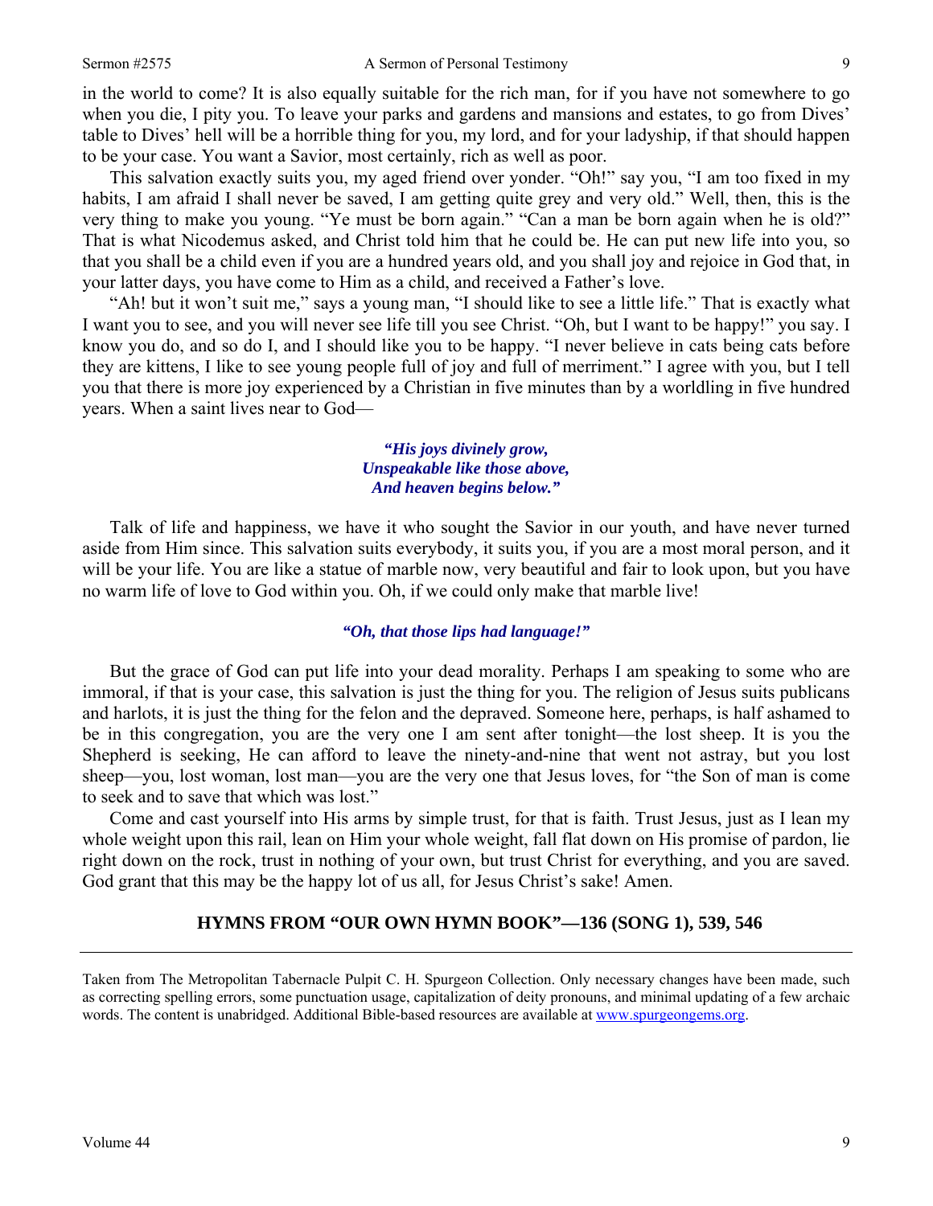in the world to come? It is also equally suitable for the rich man, for if you have not somewhere to go when you die, I pity you. To leave your parks and gardens and mansions and estates, to go from Dives' table to Dives' hell will be a horrible thing for you, my lord, and for your ladyship, if that should happen to be your case. You want a Savior, most certainly, rich as well as poor.

This salvation exactly suits you, my aged friend over yonder. "Oh!" say you, "I am too fixed in my habits, I am afraid I shall never be saved, I am getting quite grey and very old." Well, then, this is the very thing to make you young. "Ye must be born again." "Can a man be born again when he is old?" That is what Nicodemus asked, and Christ told him that he could be. He can put new life into you, so that you shall be a child even if you are a hundred years old, and you shall joy and rejoice in God that, in your latter days, you have come to Him as a child, and received a Father's love.

"Ah! but it won't suit me," says a young man, "I should like to see a little life." That is exactly what I want you to see, and you will never see life till you see Christ. "Oh, but I want to be happy!" you say. I know you do, and so do I, and I should like you to be happy. "I never believe in cats being cats before they are kittens, I like to see young people full of joy and full of merriment." I agree with you, but I tell you that there is more joy experienced by a Christian in five minutes than by a worldling in five hundred years. When a saint lives near to God—

*"His joys divinely grow,*
*Unspeakable like those above,*
*And heaven begins below."*

Talk of life and happiness, we have it who sought the Savior in our youth, and have never turned aside from Him since. This salvation suits everybody, it suits you, if you are a most moral person, and it will be your life. You are like a statue of marble now, very beautiful and fair to look upon, but you have no warm life of love to God within you. Oh, if we could only make that marble live!

*"Oh, that those lips had language!"*

But the grace of God can put life into your dead morality. Perhaps I am speaking to some who are immoral, if that is your case, this salvation is just the thing for you. The religion of Jesus suits publicans and harlots, it is just the thing for the felon and the depraved. Someone here, perhaps, is half ashamed to be in this congregation, you are the very one I am sent after tonight—the lost sheep. It is you the Shepherd is seeking, He can afford to leave the ninety-and-nine that went not astray, but you lost sheep—you, lost woman, lost man—you are the very one that Jesus loves, for "the Son of man is come to seek and to save that which was lost."

Come and cast yourself into His arms by simple trust, for that is faith. Trust Jesus, just as I lean my whole weight upon this rail, lean on Him your whole weight, fall flat down on His promise of pardon, lie right down on the rock, trust in nothing of your own, but trust Christ for everything, and you are saved. God grant that this may be the happy lot of us all, for Jesus Christ's sake! Amen.

**HYMNS FROM "OUR OWN HYMN BOOK"—136 (SONG 1), 539, 546**

---

Taken from The Metropolitan Tabernacle Pulpit C. H. Spurgeon Collection. Only necessary changes have been made, such as correcting spelling errors, some punctuation usage, capitalization of deity pronouns, and minimal updating of a few archaic words. The content is unabridged. Additional Bible-based resources are available at www.spurgeongems.org.